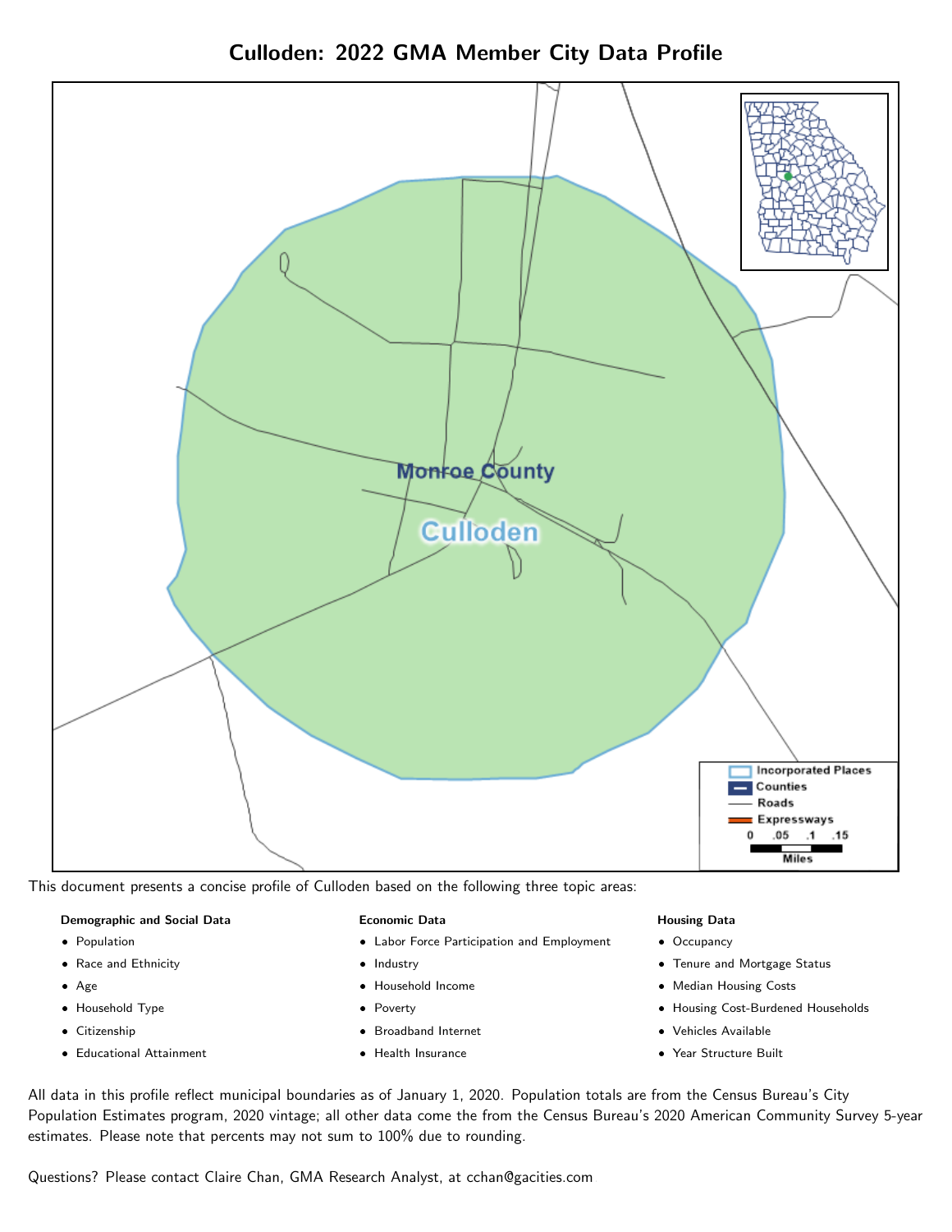# Culloden: 2022 GMA Member City Data Profile

This document presents a concise profile of Culloden based on the following three topic areas:

**Demographic and Social Data**

- Population
- Race and Ethnicity
- Age
- Household Type
- Citizenship
- Educational Attainment

**Economic Data**

- Labor Force Participation and Employment
- Industry
- Household Income
- Poverty
- Broadband Internet
- Health Insurance

**Housing Data**

- Occupancy
- Tenure and Mortgage Status
- Median Housing Costs
- Housing Cost-Burdened Households
- Vehicles Available
- Year Structure Built

All data in this profile reflect municipal boundaries as of January 1, 2020. Population totals are from the Census Bureau's City Population Estimates program, 2020 vintage; all other data come the from the Census Bureau's 2020 American Community Survey 5-year estimates. Please note that percents may not sum to 100% due to rounding.

Questions? Please contact Claire Chan, GMA Research Analyst, at cchan@gacities.com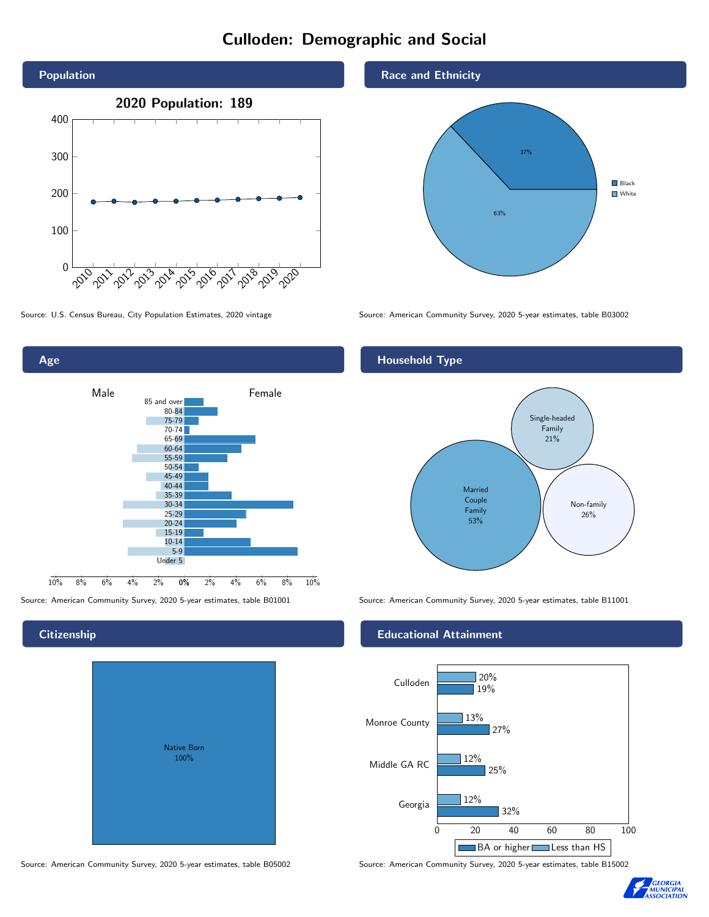# Culloden: Demographic and Social

## Population

2020 Population: 189

Source: U.S. Census Bureau, City Population Estimates, 2020 vintage

## Race and Ethnicity

| Race | Percent |
|---|---|
| Black | 37% |
| White | 63% |

Source: American Community Survey, 2020 5-year estimates, table B03002

## Age

Male / Female

Age groups: 85 and over, 80-84, 75-79, 70-74, 65-69, 60-64, 55-59, 50-54, 45-49, 40-44, 35-39, 30-34, 25-29, 20-24, 15-19, 10-14, 5-9, Under 5

Source: American Community Survey, 2020 5-year estimates, table B01001

## Household Type

| Household Type | Percent |
|---|---|
| Married Couple Family | 53% |
| Single-headed Family | 21% |
| Non-family | 26% |

Source: American Community Survey, 2020 5-year estimates, table B11001

## Citizenship

Native Born 100%

Source: American Community Survey, 2020 5-year estimates, table B05002

## Educational Attainment

| | Less than HS | BA or higher |
|---|---|---|
| Culloden | 20% | 19% |
| Monroe County | 13% | 27% |
| Middle GA RC | 12% | 25% |
| Georgia | 12% | 32% |

Source: American Community Survey, 2020 5-year estimates, table B15002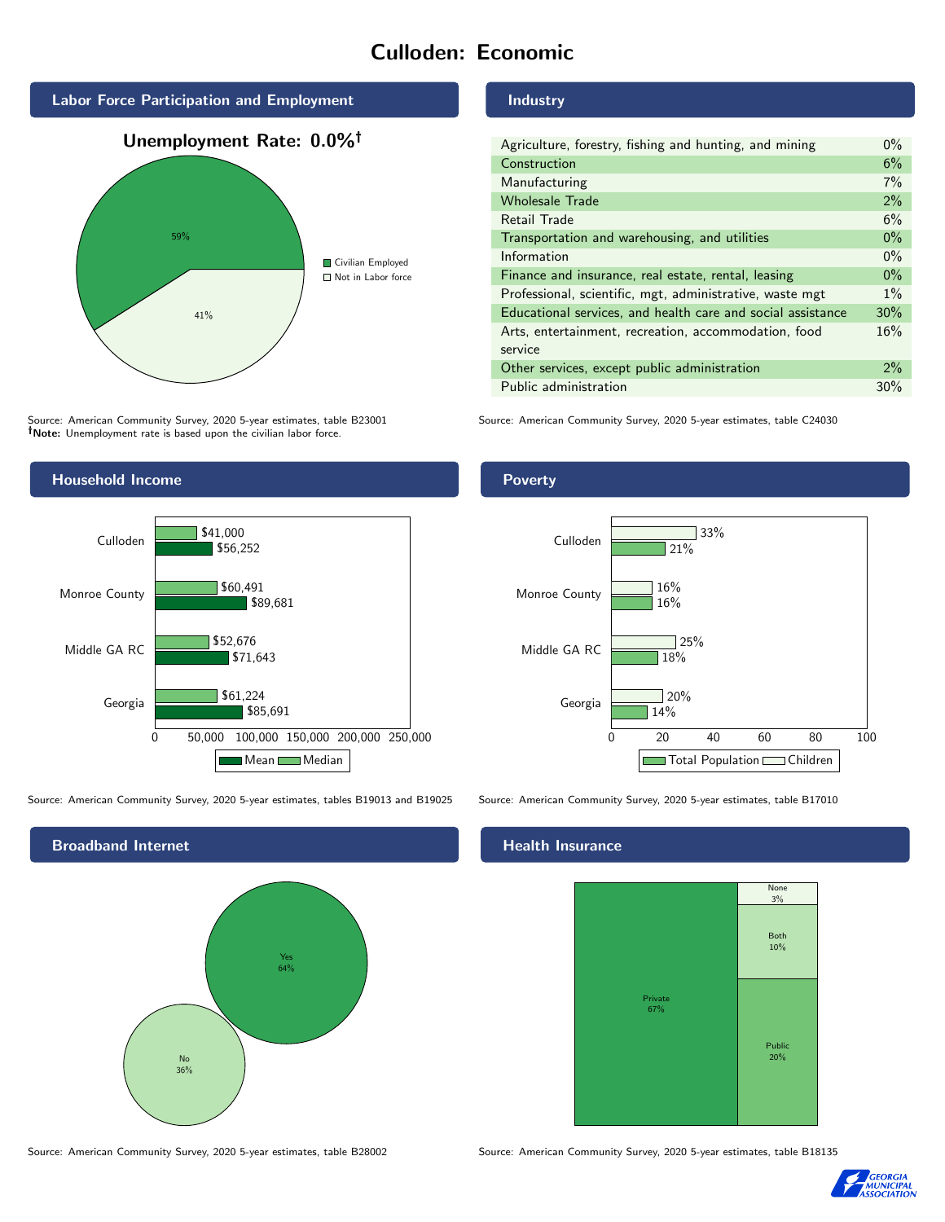# Culloden: Economic

## Labor Force Participation and Employment

**Unemployment Rate: 0.0%†**

| Category | Percent |
|---|---|
| Civilian Employed | 59% |
| Not in Labor force | 41% |

Source: American Community Survey, 2020 5-year estimates, table B23001
†**Note:** Unemployment rate is based upon the civilian labor force.

## Industry

| Industry | Percent |
|---|---|
| Agriculture, forestry, fishing and hunting, and mining | 0% |
| Construction | 6% |
| Manufacturing | 7% |
| Wholesale Trade | 2% |
| Retail Trade | 6% |
| Transportation and warehousing, and utilities | 0% |
| Information | 0% |
| Finance and insurance, real estate, rental, leasing | 0% |
| Professional, scientific, mgt, administrative, waste mgt | 1% |
| Educational services, and health care and social assistance | 30% |
| Arts, entertainment, recreation, accommodation, food service | 16% |
| Other services, except public administration | 2% |
| Public administration | 30% |

Source: American Community Survey, 2020 5-year estimates, table C24030

## Household Income

| | Median | Mean |
|---|---|---|
| Culloden | $41,000 | $56,252 |
| Monroe County | $60,491 | $89,681 |
| Middle GA RC | $52,676 | $71,643 |
| Georgia | $61,224 | $85,691 |

Source: American Community Survey, 2020 5-year estimates, tables B19013 and B19025

## Poverty

| | Children | Total Population |
|---|---|---|
| Culloden | 33% | 21% |
| Monroe County | 16% | 16% |
| Middle GA RC | 25% | 18% |
| Georgia | 20% | 14% |

Source: American Community Survey, 2020 5-year estimates, table B17010

## Broadband Internet

| | Percent |
|---|---|
| Yes | 64% |
| No | 36% |

Source: American Community Survey, 2020 5-year estimates, table B28002

## Health Insurance

| | Percent |
|---|---|
| Private | 67% |
| Public | 20% |
| Both | 10% |
| None | 3% |

Source: American Community Survey, 2020 5-year estimates, table B18135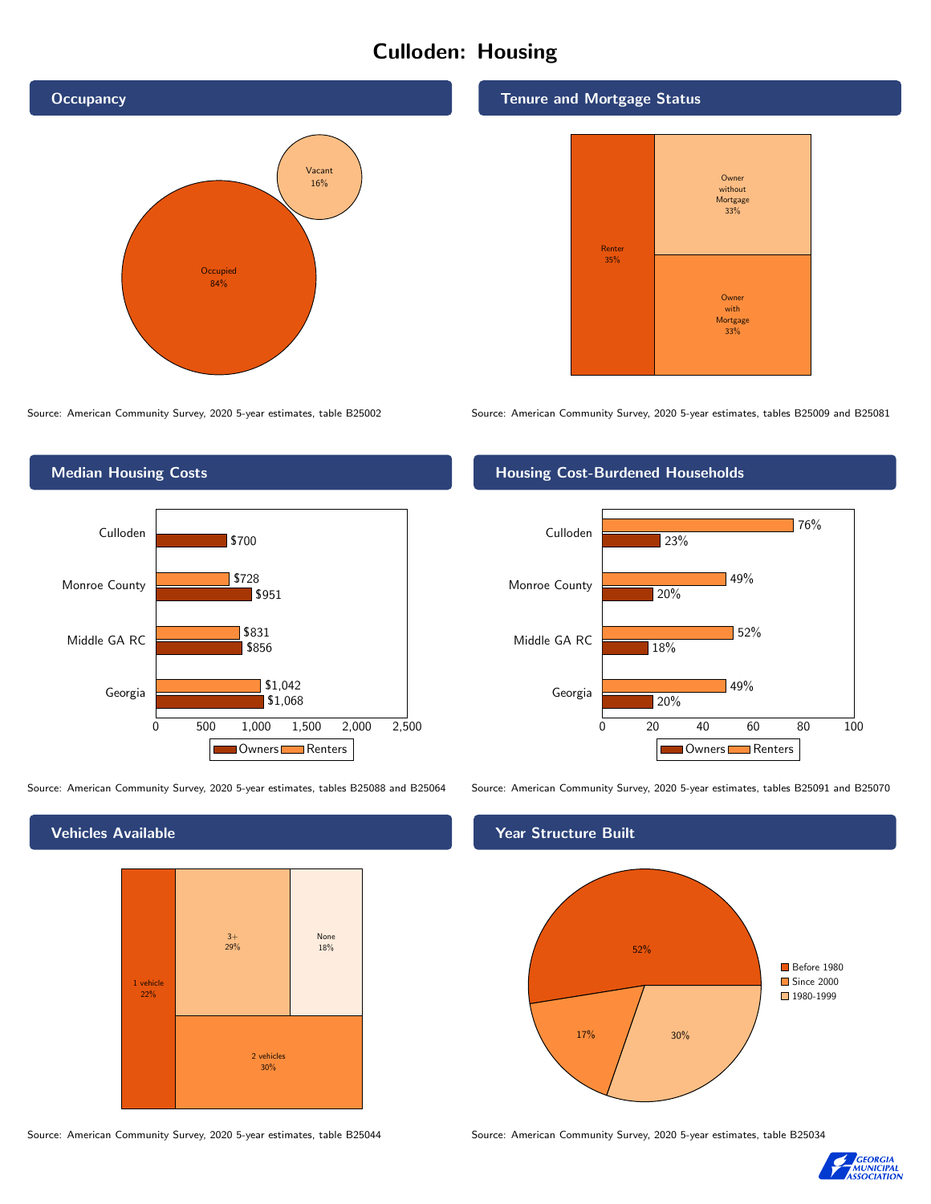# Culloden: Housing

## Occupancy

Vacant
16%

Occupied
84%

Source: American Community Survey, 2020 5-year estimates, table B25002

## Tenure and Mortgage Status

Renter
35%

Owner without Mortgage
33%

Owner with Mortgage
33%

Source: American Community Survey, 2020 5-year estimates, tables B25009 and B25081

## Median Housing Costs

Culloden
$700

Monroe County
$728
$951

Middle GA RC
$831
$856

Georgia
$1,042
$1,068

0 500 1,000 1,500 2,000 2,500

Owners Renters

Source: American Community Survey, 2020 5-year estimates, tables B25088 and B25064

## Housing Cost-Burdened Households

Culloden
76%
23%

Monroe County
49%
20%

Middle GA RC
52%
18%

Georgia
49%
20%

0 20 40 60 80 100

Owners Renters

Source: American Community Survey, 2020 5-year estimates, tables B25091 and B25070

## Vehicles Available

1 vehicle
22%

3+
29%

None
18%

2 vehicles
30%

Source: American Community Survey, 2020 5-year estimates, table B25044

## Year Structure Built

52%

17%

30%

Before 1980
Since 2000
1980-1999

Source: American Community Survey, 2020 5-year estimates, table B25034